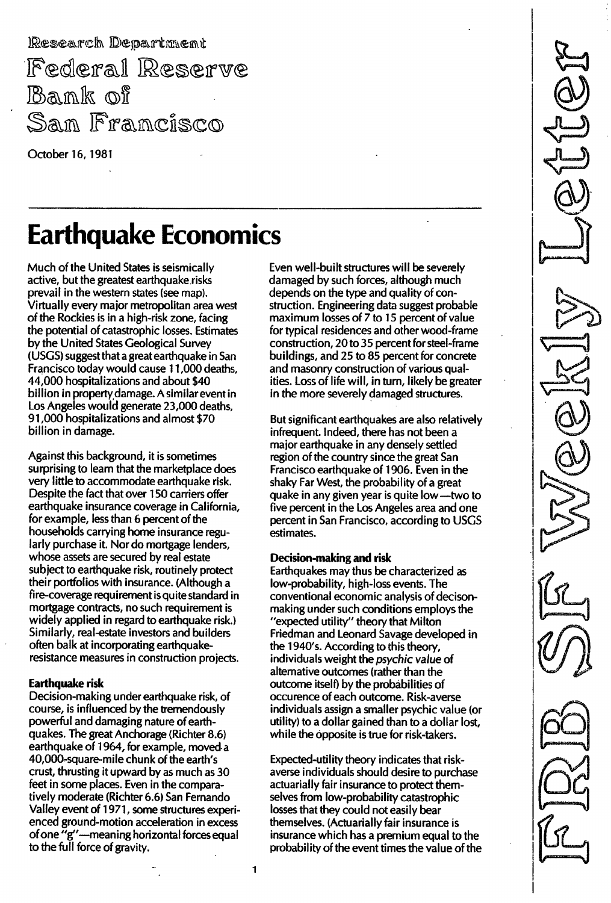Research Department

Federal Reserve Bank of San Francisco

October 16, 1981

FRBSF Weekly Letter

# Earthquake Economics

Much of the United States is seismically active, but the greatest earthquake risks prevail in the western states (see map). Virtually every major metropolitan area west of the Rockies is in a high-risk zone, facing the potential of catastrophic losses. Estimates by the United States Geological Survey (USGS) suggest that a great earthquake in San Francisco today would cause 11,000 deaths, 44,000 hospitalizations and about $40 billion in property damage. A similar event in Los Angeles would generate 23,000 deaths, 91,000 hospitalizations and almost $70 billion in damage.

Against this background, it is sometimes surprising to learn that the marketplace does very little to accommodate earthquake risk. Despite the fact that over 150 carriers offer earthquake insurance coverage in California, for example, less than 6 percent of the households carrying home insurance regularly purchase it. Nor do mortgage lenders, whose assets are secured by real estate subject to earthquake risk, routinely protect their portfolios with insurance. (Although a fire-coverage requirement is quite standard in mortgage contracts, no such requirement is widely applied in regard to earthquake risk.) Similarly, real-estate investors and builders often balk at incorporating earthquake-resistance measures in construction projects.

### Earthquake risk

Decision-making under earthquake risk, of course, is influenced by the tremendously powerful and damaging nature of earthquakes. The great Anchorage (Richter 8.6) earthquake of 1964, for example, moved a 40,000-square-mile chunk of the earth's crust, thrusting it upward by as much as 30 feet in some places. Even in the comparatively moderate (Richter 6.6) San Fernando Valley event of 1971, some structures experienced ground-motion acceleration in excess of one "g"—meaning horizontal forces equal to the full force of gravity.

Even well-built structures will be severely damaged by such forces, although much depends on the type and quality of construction. Engineering data suggest probable maximum losses of 7 to 15 percent of value for typical residences and other wood-frame construction, 20 to 35 percent for steel-frame buildings, and 25 to 85 percent for concrete and masonry construction of various qualities. Loss of life will, in turn, likely be greater in the more severely damaged structures.

But significant earthquakes are also relatively infrequent. Indeed, there has not been a major earthquake in any densely settled region of the country since the great San Francisco earthquake of 1906. Even in the shaky Far West, the probability of a great quake in any given year is quite low—two to five percent in the Los Angeles area and one percent in San Francisco, according to USGS estimates.

### Decision-making and risk

Earthquakes may thus be characterized as low-probability, high-loss events. The conventional economic analysis of decison-making under such conditions employs the "expected utility" theory that Milton Friedman and Leonard Savage developed in the 1940's. According to this theory, individuals weight the *psychic value* of alternative outcomes (rather than the outcome itself) by the probabilities of occurence of each outcome. Risk-averse individuals assign a smaller psychic value (or utility) to a dollar gained than to a dollar lost, while the opposite is true for risk-takers.

Expected-utility theory indicates that risk-averse individuals should desire to purchase actuarially fair insurance to protect themselves from low-probability catastrophic losses that they could not easily bear themselves. (Actuarially fair insurance is insurance which has a premium equal to the probability of the event times the value of the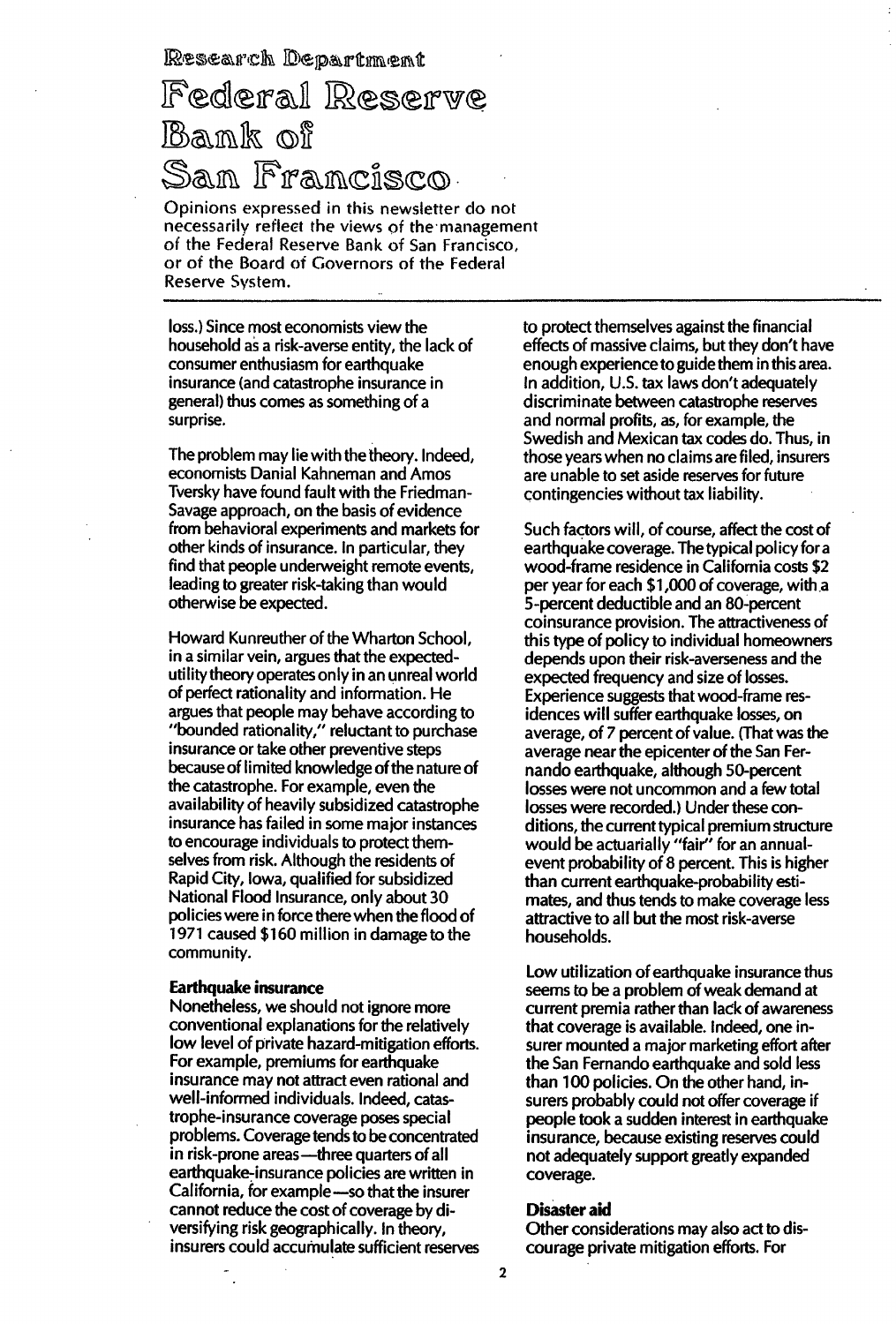loss.) Since most economists view the household as a risk-averse entity, the lack of consumer enthusiasm for earthquake insurance (and catastrophe insurance in general) thus comes as something of a surprise.

The problem may lie with the theory. Indeed, economists Danial Kahneman and Amos Tversky have found fault with the Friedman-Savage approach, on the basis of evidence from behavioral experiments and markets for other kinds of insurance. In particular, they find that people underweight remote events, leading to greater risk-taking than would otherwise be expected.

Howard Kunreuther of the Wharton School, in a similar vein, argues that the expected-utility theory operates only in an unreal world of perfect rationality and information. He argues that people may behave according to "bounded rationality," reluctant to purchase insurance or take other preventive steps because of limited knowledge of the nature of the catastrophe. For example, even the availability of heavily subsidized catastrophe insurance has failed in some major instances to encourage individuals to protect themselves from risk. Although the residents of Rapid City, Iowa, qualified for subsidized National Flood Insurance, only about 30 policies were in force there when the flood of 1971 caused $160 million in damage to the community.

**Earthquake insurance**

Nonetheless, we should not ignore more conventional explanations for the relatively low level of private hazard-mitigation efforts. For example, premiums for earthquake insurance may not attract even rational and well-informed individuals. Indeed, catastrophe-insurance coverage poses special problems. Coverage tends to be concentrated in risk-prone areas—three quarters of all earthquake-insurance policies are written in California, for example—so that the insurer cannot reduce the cost of coverage by diversifying risk geographically. In theory, insurers could accumulate sufficient reserves to protect themselves against the financial effects of massive claims, but they don't have enough experience to guide them in this area. In addition, U.S. tax laws don't adequately discriminate between catastrophe reserves and normal profits, as, for example, the Swedish and Mexican tax codes do. Thus, in those years when no claims are filed, insurers are unable to set aside reserves for future contingencies without tax liability.

Such factors will, of course, affect the cost of earthquake coverage. The typical policy for a wood-frame residence in California costs $2 per year for each $1,000 of coverage, with a 5-percent deductible and an 80-percent coinsurance provision. The attractiveness of this type of policy to individual homeowners depends upon their risk-averseness and the expected frequency and size of losses. Experience suggests that wood-frame residences will suffer earthquake losses, on average, of 7 percent of value. (That was the average near the epicenter of the San Fernando earthquake, although 50-percent losses were not uncommon and a few total losses were recorded.) Under these conditions, the current typical premium structure would be actuarially "fair" for an annual-event probability of 8 percent. This is higher than current earthquake-probability estimates, and thus tends to make coverage less attractive to all but the most risk-averse households.

Low utilization of earthquake insurance thus seems to be a problem of weak demand at current premia rather than lack of awareness that coverage is available. Indeed, one insurer mounted a major marketing effort after the San Fernando earthquake and sold less than 100 policies. On the other hand, insurers probably could not offer coverage if people took a sudden interest in earthquake insurance, because existing reserves could not adequately support greatly expanded coverage.

**Disaster aid**

Other considerations may also act to discourage private mitigation efforts. For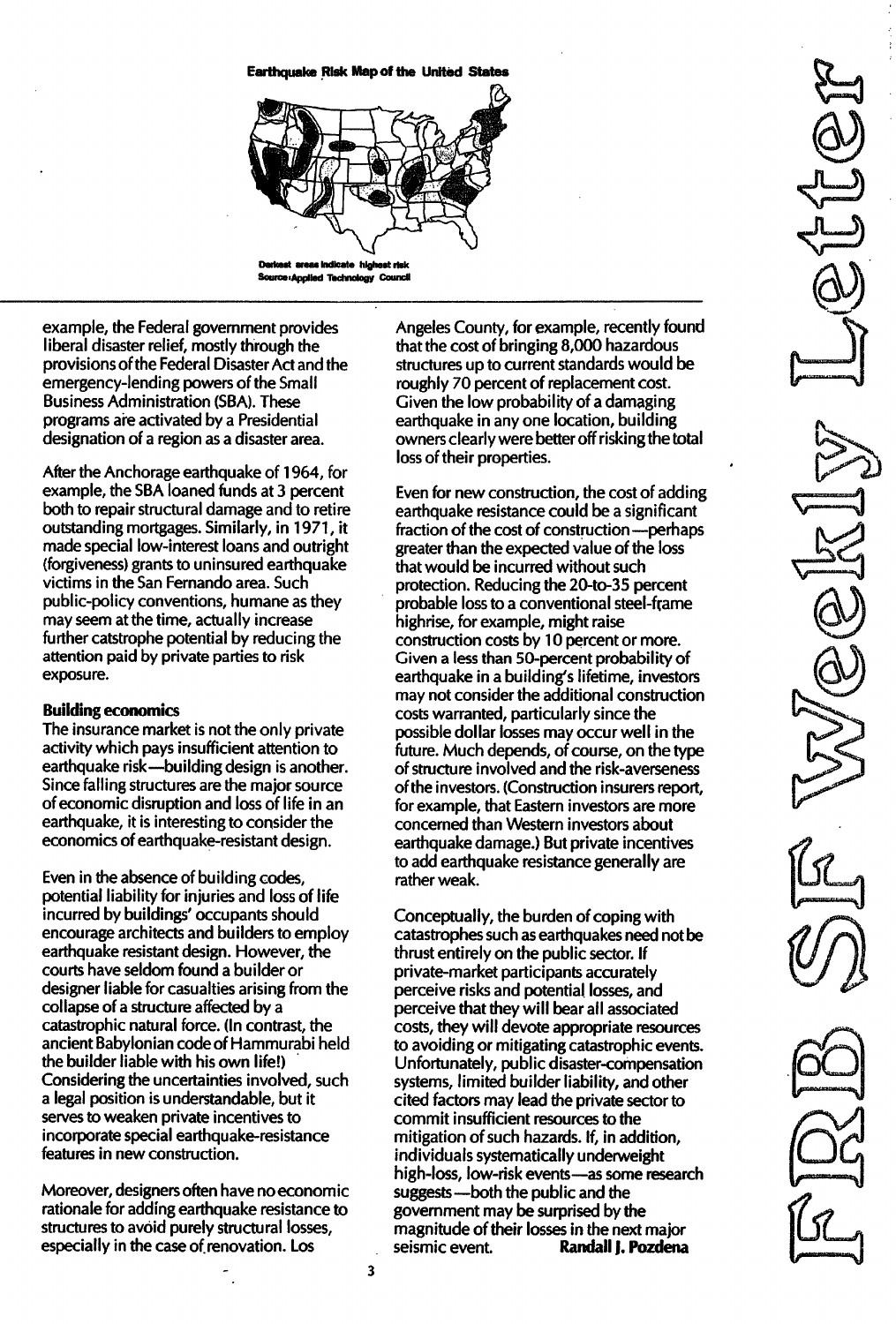**Earthquake Risk Map of the United States**

Darkest areas indicate highest risk
Source: Applied Technology Council

example, the Federal government provides liberal disaster relief, mostly through the provisions of the Federal Disaster Act and the emergency-lending powers of the Small Business Administration (SBA). These programs are activated by a Presidential designation of a region as a disaster area.

After the Anchorage earthquake of 1964, for example, the SBA loaned funds at 3 percent both to repair structural damage and to retire outstanding mortgages. Similarly, in 1971, it made special low-interest loans and outright (forgiveness) grants to uninsured earthquake victims in the San Fernando area. Such public-policy conventions, humane as they may seem at the time, actually increase further catstrophe potential by reducing the attention paid by private parties to risk exposure.

**Building economics**

The insurance market is not the only private activity which pays insufficient attention to earthquake risk—building design is another. Since falling structures are the major source of economic disruption and loss of life in an earthquake, it is interesting to consider the economics of earthquake-resistant design.

Even in the absence of building codes, potential liability for injuries and loss of life incurred by buildings' occupants should encourage architects and builders to employ earthquake resistant design. However, the courts have seldom found a builder or designer liable for casualties arising from the collapse of a structure affected by a catastrophic natural force. (In contrast, the ancient Babylonian code of Hammurabi held the builder liable with his own life!) Considering the uncertainties involved, such a legal position is understandable, but it serves to weaken private incentives to incorporate special earthquake-resistance features in new construction.

Moreover, designers often have no economic rationale for adding earthquake resistance to structures to avoid purely structural losses, especially in the case of renovation. Los Angeles County, for example, recently found that the cost of bringing 8,000 hazardous structures up to current standards would be roughly 70 percent of replacement cost. Given the low probability of a damaging earthquake in any one location, building owners clearly were better off risking the total loss of their properties.

Even for new construction, the cost of adding earthquake resistance could be a significant fraction of the cost of construction—perhaps greater than the expected value of the loss that would be incurred without such protection. Reducing the 20-to-35 percent probable loss to a conventional steel-frame highrise, for example, might raise construction costs by 10 percent or more. Given a less than 50-percent probability of earthquake in a building's lifetime, investors may not consider the additional construction costs warranted, particularly since the possible dollar losses may occur well in the future. Much depends, of course, on the type of structure involved and the risk-averseness of the investors. (Construction insurers report, for example, that Eastern investors are more concerned than Western investors about earthquake damage.) But private incentives to add earthquake resistance generally are rather weak.

Conceptually, the burden of coping with catastrophes such as earthquakes need not be thrust entirely on the public sector. If private-market participants accurately perceive risks and potential losses, and perceive that they will bear all associated costs, they will devote appropriate resources to avoiding or mitigating catastrophic events. Unfortunately, public disaster-compensation systems, limited builder liability, and other cited factors may lead the private sector to commit insufficient resources to the mitigation of such hazards. If, in addition, individuals systematically underweight high-loss, low-risk events—as some research suggests—both the public and the government may be surprised by the magnitude of their losses in the next major seismic event.

**Randall J. Pozdena**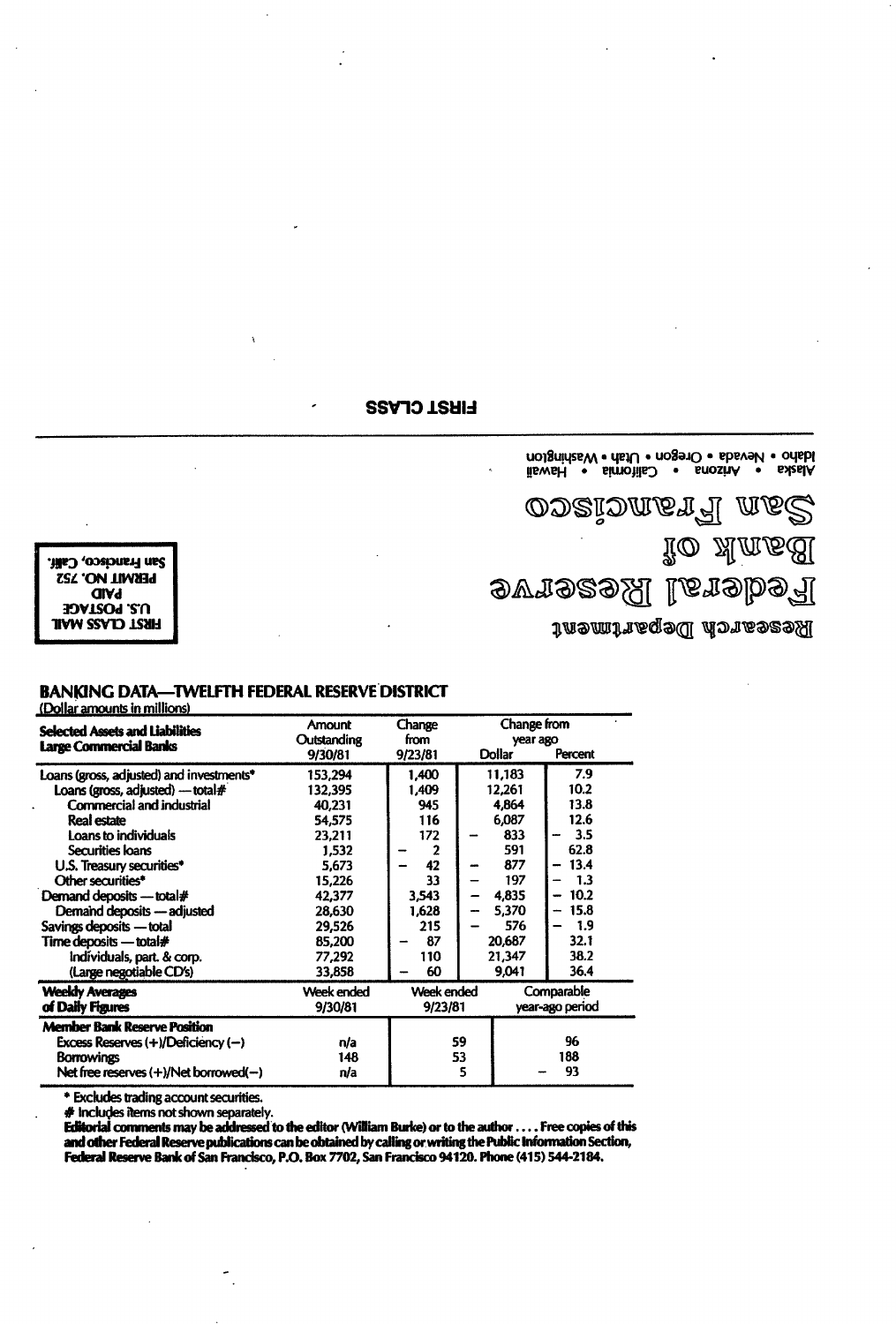Research Department

Federal Reserve

Bank of

San Francisco

Alaska • Arizona • California • Hawaii

Idaho • Nevada • Oregon • Utah • Washington

FIRST CLASS

FIRST CLASS MAIL
U.S. POSTAGE
PAID
PERMIT NO. 752
San Francisco, Calif.

## BANKING DATA—TWELFTH FEDERAL RESERVE DISTRICT

(Dollar amounts in millions)

| Selected Assets and Liabilities Large Commercial Banks | Amount Outstanding 9/30/81 | Change from 9/23/81 | Change from year ago Dollar | Change from year ago Percent |
|---|---|---|---|---|
| Loans (gross, adjusted) and investments* | 153,294 | 1,400 | 11,183 | 7.9 |
| Loans (gross, adjusted) — total# | 132,395 | 1,409 | 12,261 | 10.2 |
| Commercial and industrial | 40,231 | 945 | 4,864 | 13.8 |
| Real estate | 54,575 | 116 | 6,087 | 12.6 |
| Loans to individuals | 23,211 | 172 | – 833 | – 3.5 |
| Securities loans | 1,532 | – 2 | 591 | 62.8 |
| U.S. Treasury securities* | 5,673 | – 42 | – 877 | – 13.4 |
| Other securities* | 15,226 | 33 | – 197 | – 1.3 |
| Demand deposits — total# | 42,377 | 3,543 | – 4,835 | – 10.2 |
| Demand deposits — adjusted | 28,630 | 1,628 | – 5,370 | – 15.8 |
| Savings deposits — total | 29,526 | 215 | – 576 | – 1.9 |
| Time deposits — total# | 85,200 | – 87 | 20,687 | 32.1 |
| Individuals, part. & corp. | 77,292 | 110 | 21,347 | 38.2 |
| (Large negotiable CD's) | 33,858 | – 60 | 9,041 | 36.4 |

| Weekly Averages of Daily Figures | Week ended 9/30/81 | Week ended 9/23/81 | Comparable year-ago period |
|---|---|---|---|
| **Member Bank Reserve Position** | | | |
| Excess Reserves (+)/Deficiency (–) | n/a | 59 | 96 |
| Borrowings | 148 | 53 | 188 |
| Net free reserves (+)/Net borrowed(–) | n/a | 5 | – 93 |

\* Excludes trading account securities.

\# Includes items not shown separately.

**Editorial comments may be addressed to the editor (William Burke) or to the author .... Free copies of this and other Federal Reserve publications can be obtained by calling or writing the Public Information Section, Federal Reserve Bank of San Francisco, P.O. Box 7702, San Francisco 94120. Phone (415) 544-2184.**